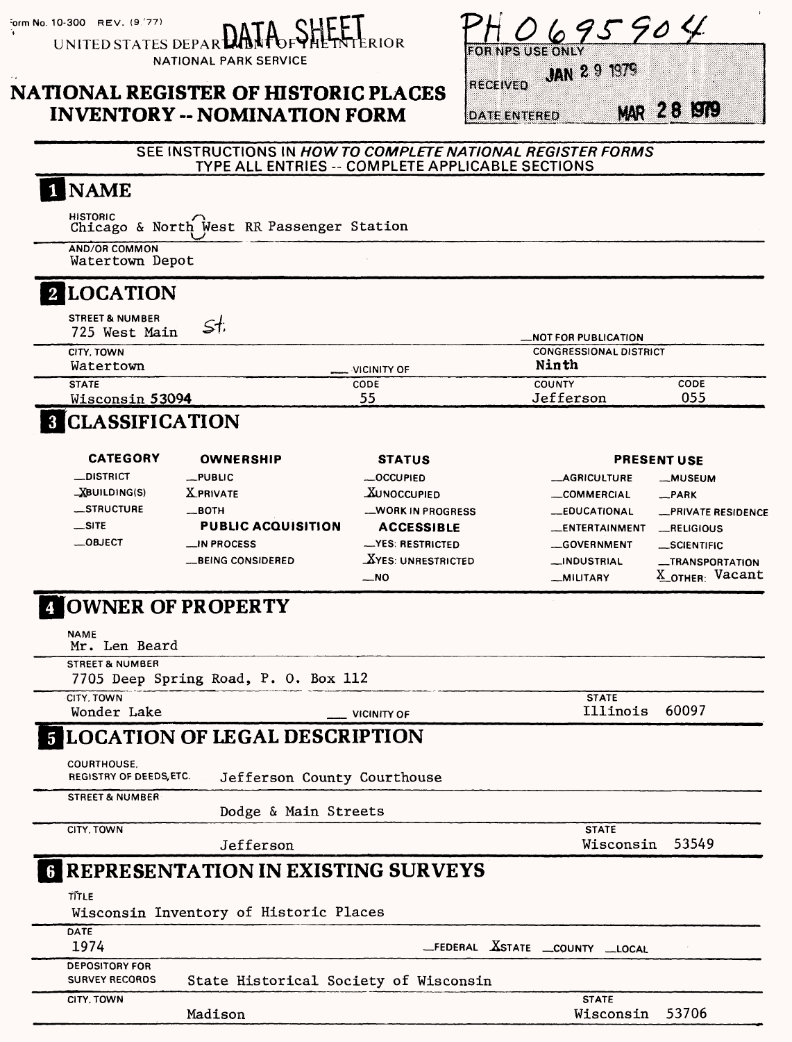Form No. 10-300 REV. (9/77)

UNITED STATES DEPARTMENT OF THE INTERIOR
NATIONAL PARK SERVICE

DATA SHEET

# NATIONAL REGISTER OF HISTORIC PLACES INVENTORY -- NOMINATION FORM

PH 0695904

| FOR NPS USE ONLY | |
|---|---|
| RECEIVED | JAN 29 1979 |
| DATE ENTERED | MAR 28 1979 |

SEE INSTRUCTIONS IN *HOW TO COMPLETE NATIONAL REGISTER FORMS*
TYPE ALL ENTRIES -- COMPLETE APPLICABLE SECTIONS

## 1 NAME

HISTORIC
Chicago & Northwest RR Passenger Station

AND/OR COMMON
Watertown Depot

## 2 LOCATION

STREET & NUMBER
725 West Main St.

__NOT FOR PUBLICATION

| CITY, TOWN | | CONGRESSIONAL DISTRICT | |
|---|---|---|---|
| Watertown | __ VICINITY OF | Ninth | |
| **STATE** | **CODE** | **COUNTY** | **CODE** |
| Wisconsin 53094 | 55 | Jefferson | 055 |

## 3 CLASSIFICATION

| CATEGORY | OWNERSHIP | STATUS | PRESENT USE | |
|---|---|---|---|---|
| __DISTRICT | __PUBLIC | __OCCUPIED | __AGRICULTURE | __MUSEUM |
| X BUILDING(S) | X PRIVATE | X UNOCCUPIED | __COMMERCIAL | __PARK |
| __STRUCTURE | __BOTH | __WORK IN PROGRESS | __EDUCATIONAL | __PRIVATE RESIDENCE |
| __SITE | **PUBLIC ACQUISITION** | **ACCESSIBLE** | __ENTERTAINMENT | __RELIGIOUS |
| __OBJECT | __IN PROCESS | __YES: RESTRICTED | __GOVERNMENT | __SCIENTIFIC |
| | __BEING CONSIDERED | X YES: UNRESTRICTED | __INDUSTRIAL | __TRANSPORTATION |
| | | __NO | __MILITARY | X OTHER: Vacant |

## 4 OWNER OF PROPERTY

NAME
Mr. Len Beard

STREET & NUMBER
7705 Deep Spring Road, P. O. Box 112

| CITY, TOWN | | STATE |
|---|---|---|
| Wonder Lake | __ VICINITY OF | Illinois 60097 |

## 5 LOCATION OF LEGAL DESCRIPTION

COURTHOUSE, REGISTRY OF DEEDS, ETC. Jefferson County Courthouse

STREET & NUMBER Dodge & Main Streets

| CITY, TOWN | STATE |
|---|---|
| Jefferson | Wisconsin 53549 |

## 6 REPRESENTATION IN EXISTING SURVEYS

TITLE
Wisconsin Inventory of Historic Places

DATE
1974 __FEDERAL X STATE __COUNTY __LOCAL

DEPOSITORY FOR SURVEY RECORDS State Historical Society of Wisconsin

| CITY, TOWN | STATE |
|---|---|
| Madison | Wisconsin 53706 |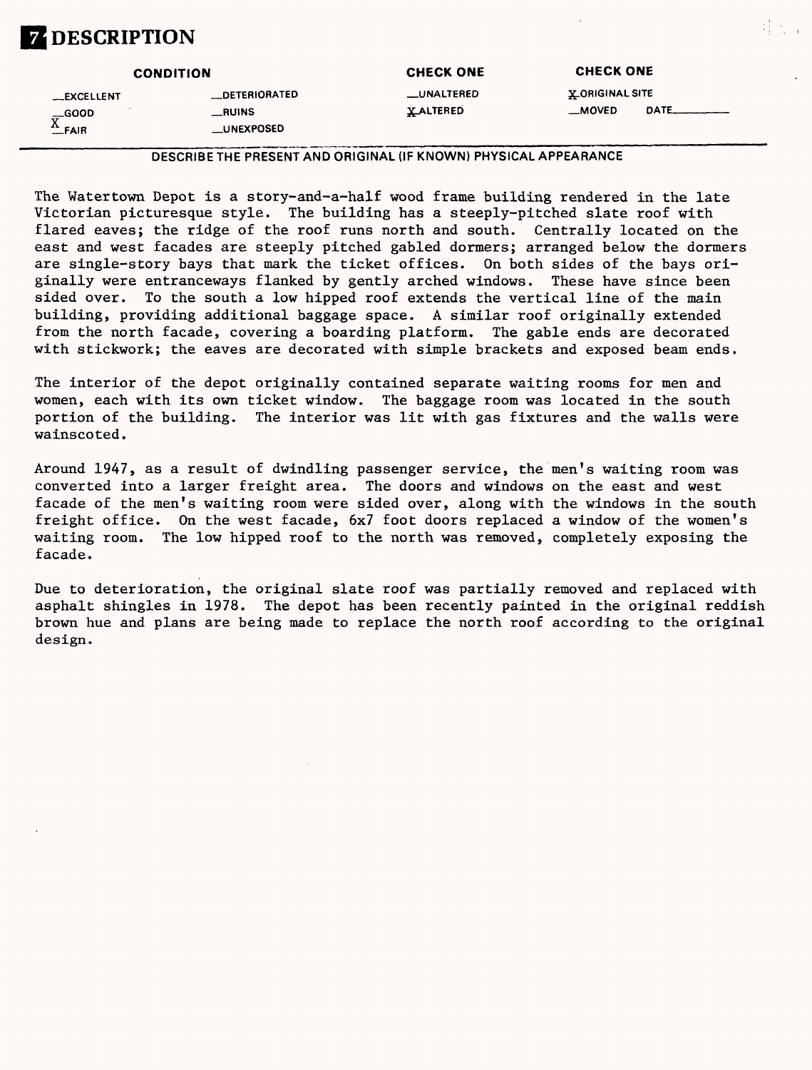# 7 DESCRIPTION

| CONDITION | | CHECK ONE | CHECK ONE |
|---|---|---|---|
| __EXCELLENT | __DETERIORATED | __UNALTERED | X ORIGINAL SITE |
| __GOOD | __RUINS | X ALTERED | __MOVED DATE______ |
| X FAIR | __UNEXPOSED | | |

**DESCRIBE THE PRESENT AND ORIGINAL (IF KNOWN) PHYSICAL APPEARANCE**

The Watertown Depot is a story-and-a-half wood frame building rendered in the late Victorian picturesque style. The building has a steeply-pitched slate roof with flared eaves; the ridge of the roof runs north and south. Centrally located on the east and west facades are steeply pitched gabled dormers; arranged below the dormers are single-story bays that mark the ticket offices. On both sides of the bays originally were entranceways flanked by gently arched windows. These have since been sided over. To the south a low hipped roof extends the vertical line of the main building, providing additional baggage space. A similar roof originally extended from the north facade, covering a boarding platform. The gable ends are decorated with stickwork; the eaves are decorated with simple brackets and exposed beam ends.

The interior of the depot originally contained separate waiting rooms for men and women, each with its own ticket window. The baggage room was located in the south portion of the building. The interior was lit with gas fixtures and the walls were wainscoted.

Around 1947, as a result of dwindling passenger service, the men's waiting room was converted into a larger freight area. The doors and windows on the east and west facade of the men's waiting room were sided over, along with the windows in the south freight office. On the west facade, 6x7 foot doors replaced a window of the women's waiting room. The low hipped roof to the north was removed, completely exposing the facade.

Due to deterioration, the original slate roof was partially removed and replaced with asphalt shingles in 1978. The depot has been recently painted in the original reddish brown hue and plans are being made to replace the north roof according to the original design.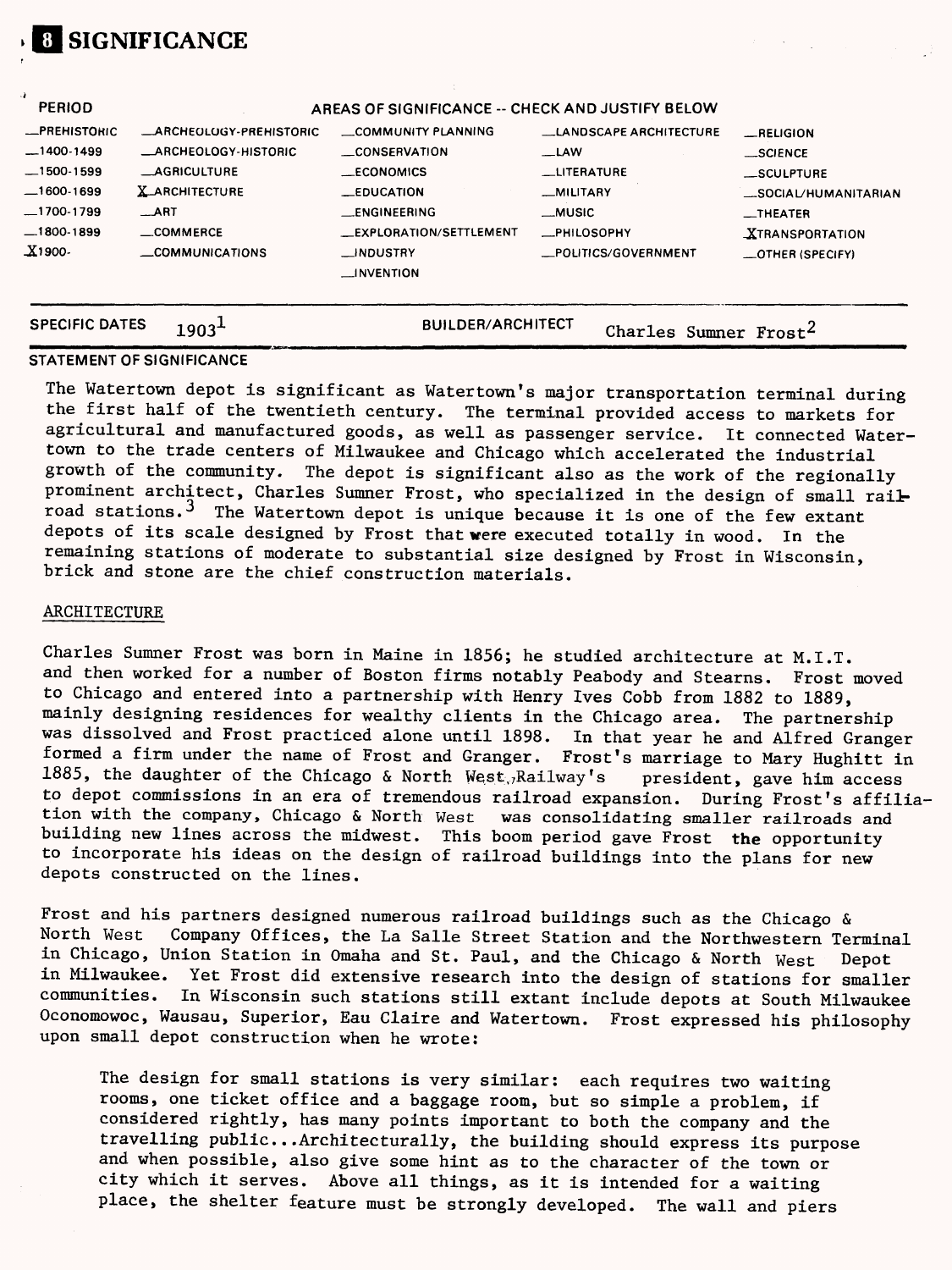# 8 SIGNIFICANCE

| PERIOD | AREAS OF SIGNIFICANCE -- CHECK AND JUSTIFY BELOW | | | | |
|---|---|---|---|---|---|
| __PREHISTORIC | __ARCHEOLOGY-PREHISTORIC | __COMMUNITY PLANNING | __LANDSCAPE ARCHITECTURE | __RELIGION |
| __1400-1499 | __ARCHEOLOGY-HISTORIC | __CONSERVATION | __LAW | __SCIENCE |
| __1500-1599 | __AGRICULTURE | __ECONOMICS | __LITERATURE | __SCULPTURE |
| __1600-1699 | X ARCHITECTURE | __EDUCATION | __MILITARY | __SOCIAL/HUMANITARIAN |
| __1700-1799 | __ART | __ENGINEERING | __MUSIC | __THEATER |
| __1800-1899 | __COMMERCE | __EXPLORATION/SETTLEMENT | __PHILOSOPHY | X TRANSPORTATION |
| X 1900- | __COMMUNICATIONS | __INDUSTRY | __POLITICS/GOVERNMENT | __OTHER (SPECIFY) |
| | | __INVENTION | | |

SPECIFIC DATES 1903[1] BUILDER/ARCHITECT Charles Sumner Frost[2]

## STATEMENT OF SIGNIFICANCE

The Watertown depot is significant as Watertown's major transportation terminal during the first half of the twentieth century. The terminal provided access to markets for agricultural and manufactured goods, as well as passenger service. It connected Watertown to the trade centers of Milwaukee and Chicago which accelerated the industrial growth of the community. The depot is significant also as the work of the regionally prominent architect, Charles Sumner Frost, who specialized in the design of small railroad stations.[3] The Watertown depot is unique because it is one of the few extant depots of its scale designed by Frost that were executed totally in wood. In the remaining stations of moderate to substantial size designed by Frost in Wisconsin, brick and stone are the chief construction materials.

### ARCHITECTURE

Charles Sumner Frost was born in Maine in 1856; he studied architecture at M.I.T. and then worked for a number of Boston firms notably Peabody and Stearns. Frost moved to Chicago and entered into a partnership with Henry Ives Cobb from 1882 to 1889, mainly designing residences for wealthy clients in the Chicago area. The partnership was dissolved and Frost practiced alone until 1898. In that year he and Alfred Granger formed a firm under the name of Frost and Granger. Frost's marriage to Mary Hughitt in 1885, the daughter of the Chicago & North West Railway's president, gave him access to depot commissions in an era of tremendous railroad expansion. During Frost's affiliation with the company, Chicago & North West was consolidating smaller railroads and building new lines across the midwest. This boom period gave Frost the opportunity to incorporate his ideas on the design of railroad buildings into the plans for new depots constructed on the lines.

Frost and his partners designed numerous railroad buildings such as the Chicago & North West Company Offices, the La Salle Street Station and the Northwestern Terminal in Chicago, Union Station in Omaha and St. Paul, and the Chicago & North West Depot in Milwaukee. Yet Frost did extensive research into the design of stations for smaller communities. In Wisconsin such stations still extant include depots at South Milwaukee Oconomowoc, Wausau, Superior, Eau Claire and Watertown. Frost expressed his philosophy upon small depot construction when he wrote:

> The design for small stations is very similar: each requires two waiting rooms, one ticket office and a baggage room, but so simple a problem, if considered rightly, has many points important to both the company and the travelling public...Architecturally, the building should express its purpose and when possible, also give some hint as to the character of the town or city which it serves. Above all things, as it is intended for a waiting place, the shelter feature must be strongly developed. The wall and piers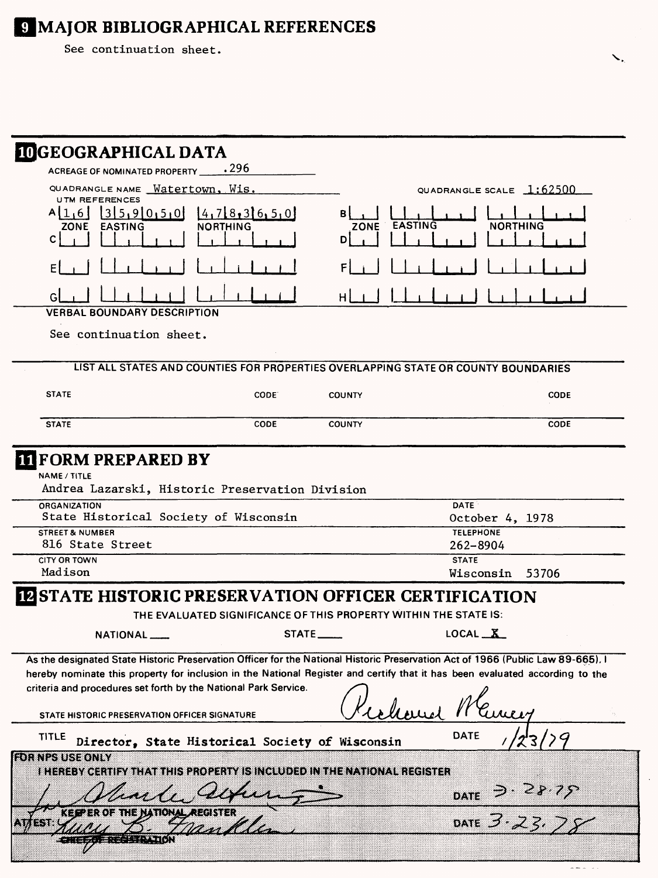## 9 MAJOR BIBLIOGRAPHICAL REFERENCES

See continuation sheet.

## 10 GEOGRAPHICAL DATA

ACREAGE OF NOMINATED PROPERTY .296

QUADRANGLE NAME Watertown, Wis.

QUADRANGLE SCALE 1:62500

UTM REFERENCES

| | ZONE | EASTING | NORTHING | | ZONE | EASTING | NORTHING |
|---|---|---|---|---|---|---|---|
| A | 1,6 | 3 5,9 0,5,0 | 4,7 8,3 6,5,0 | B | | | |
| C | | | | D | | | |
| E | | | | F | | | |
| G | | | | H | | | |

VERBAL BOUNDARY DESCRIPTION

See continuation sheet.

LIST ALL STATES AND COUNTIES FOR PROPERTIES OVERLAPPING STATE OR COUNTY BOUNDARIES

| STATE | CODE | COUNTY | CODE |
|---|---|---|---|
| STATE | CODE | COUNTY | CODE |

## 11 FORM PREPARED BY

NAME / TITLE
Andrea Lazarski, Historic Preservation Division

ORGANIZATION
State Historical Society of Wisconsin

DATE
October 4, 1978

STREET & NUMBER
816 State Street

TELEPHONE
262-8904

CITY OR TOWN
Madison

STATE
Wisconsin 53706

## 12 STATE HISTORIC PRESERVATION OFFICER CERTIFICATION

THE EVALUATED SIGNIFICANCE OF THIS PROPERTY WITHIN THE STATE IS:

NATIONAL ___ STATE ___ LOCAL X

As the designated State Historic Preservation Officer for the National Historic Preservation Act of 1966 (Public Law 89-665), I hereby nominate this property for inclusion in the National Register and certify that it has been evaluated according to the criteria and procedures set forth by the National Park Service.

STATE HISTORIC PRESERVATION OFFICER SIGNATURE Richard Erney

TITLE Director, State Historical Society of Wisconsin DATE 1/23/79

FOR NPS USE ONLY

I HEREBY CERTIFY THAT THIS PROPERTY IS INCLUDED IN THE NATIONAL REGISTER

for Charles Herrington DATE 3.28.79

KEEPER OF THE NATIONAL REGISTER

ATTEST: Lucy B. Franklin DATE 3.23.78

CHIEF OF REGISTRATION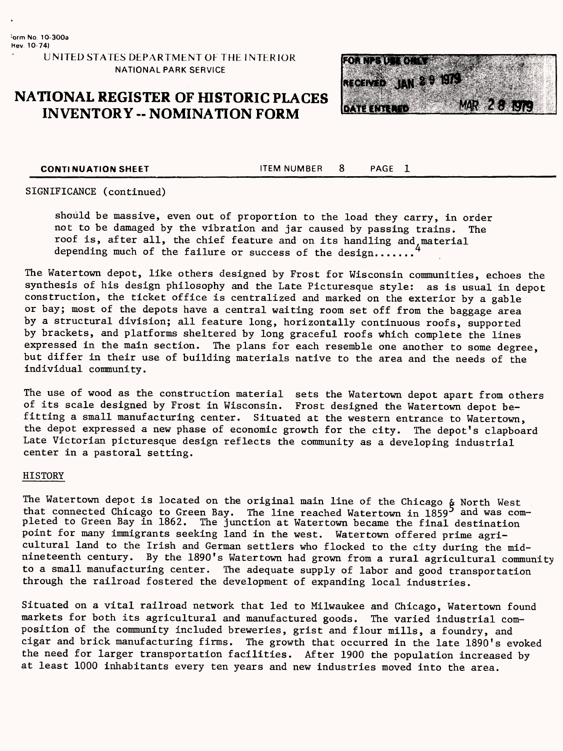SIGNIFICANCE (continued)

> should be massive, even out of proportion to the load they carry, in order not to be damaged by the vibration and jar caused by passing trains. The roof is, after all, the chief feature and on its handling and material depending much of the failure or success of the design.......[4]

The Watertown depot, like others designed by Frost for Wisconsin communities, echoes the synthesis of his design philosophy and the Late Picturesque style: as is usual in depot construction, the ticket office is centralized and marked on the exterior by a gable or bay; most of the depots have a central waiting room set off from the baggage area by a structural division; all feature long, horizontally continuous roofs, supported by brackets, and platforms sheltered by long graceful roofs which complete the lines expressed in the main section. The plans for each resemble one another to some degree, but differ in their use of building materials native to the area and the needs of the individual community.

The use of wood as the construction material sets the Watertown depot apart from others of its scale designed by Frost in Wisconsin. Frost designed the Watertown depot befitting a small manufacturing center. Situated at the western entrance to Watertown, the depot expressed a new phase of economic growth for the city. The depot's clapboard Late Victorian picturesque design reflects the community as a developing industrial center in a pastoral setting.

## HISTORY

The Watertown depot is located on the original main line of the Chicago & North West that connected Chicago to Green Bay. The line reached Watertown in 1859[5] and was completed to Green Bay in 1862. The junction at Watertown became the final destination point for many immigrants seeking land in the west. Watertown offered prime agricultural land to the Irish and German settlers who flocked to the city during the mid-nineteenth century. By the 1890's Watertown had grown from a rural agricultural community to a small manufacturing center. The adequate supply of labor and good transportation through the railroad fostered the development of expanding local industries.

Situated on a vital railroad network that led to Milwaukee and Chicago, Watertown found markets for both its agricultural and manufactured goods. The varied industrial composition of the community included breweries, grist and flour mills, a foundry, and cigar and brick manufacturing firms. The growth that occurred in the late 1890's evoked the need for larger transportation facilities. After 1900 the population increased by at least 1000 inhabitants every ten years and new industries moved into the area.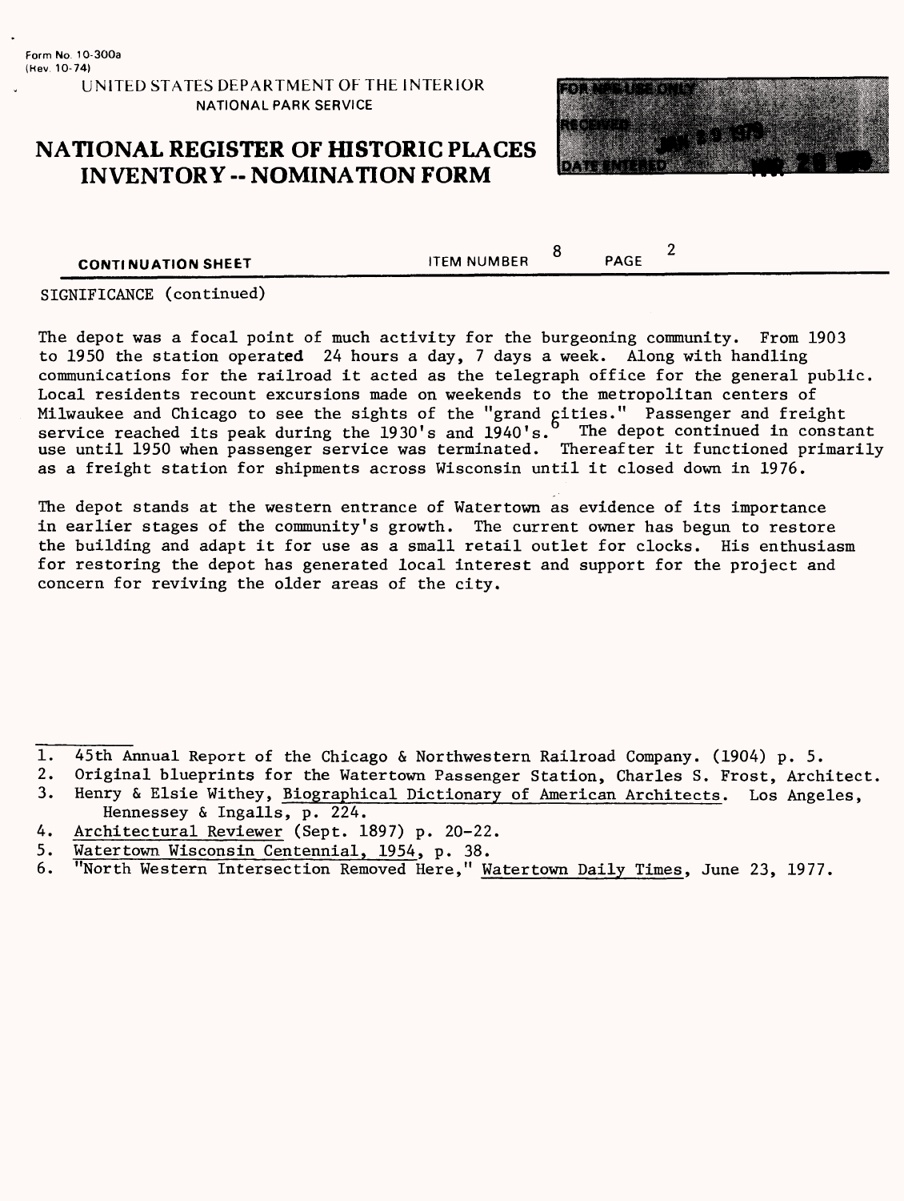Form No. 10-300a
(Rev. 10-74)

UNITED STATES DEPARTMENT OF THE INTERIOR
NATIONAL PARK SERVICE

# NATIONAL REGISTER OF HISTORIC PLACES INVENTORY -- NOMINATION FORM

FOR NPS USE ONLY
RECEIVED JAN 29 1979
DATE ENTERED MAR 20 1979

CONTINUATION SHEET | ITEM NUMBER 8 | PAGE 2

SIGNIFICANCE (continued)

The depot was a focal point of much activity for the burgeoning community. From 1903 to 1950 the station operated 24 hours a day, 7 days a week. Along with handling communications for the railroad it acted as the telegraph office for the general public. Local residents recount excursions made on weekends to the metropolitan centers of Milwaukee and Chicago to see the sights of the "grand cities." Passenger and freight service reached its peak during the 1930's and 1940's.[6] The depot continued in constant use until 1950 when passenger service was terminated. Thereafter it functioned primarily as a freight station for shipments across Wisconsin until it closed down in 1976.

The depot stands at the western entrance of Watertown as evidence of its importance in earlier stages of the community's growth. The current owner has begun to restore the building and adapt it for use as a small retail outlet for clocks. His enthusiasm for restoring the depot has generated local interest and support for the project and concern for reviving the older areas of the city.

1. 45th Annual Report of the Chicago & Northwestern Railroad Company. (1904) p. 5.
2. Original blueprints for the Watertown Passenger Station, Charles S. Frost, Architect.
3. Henry & Elsie Withey, Biographical Dictionary of American Architects. Los Angeles, Hennessey & Ingalls, p. 224.
4. Architectural Reviewer (Sept. 1897) p. 20-22.
5. Watertown Wisconsin Centennial, 1954, p. 38.
6. "North Western Intersection Removed Here," Watertown Daily Times, June 23, 1977.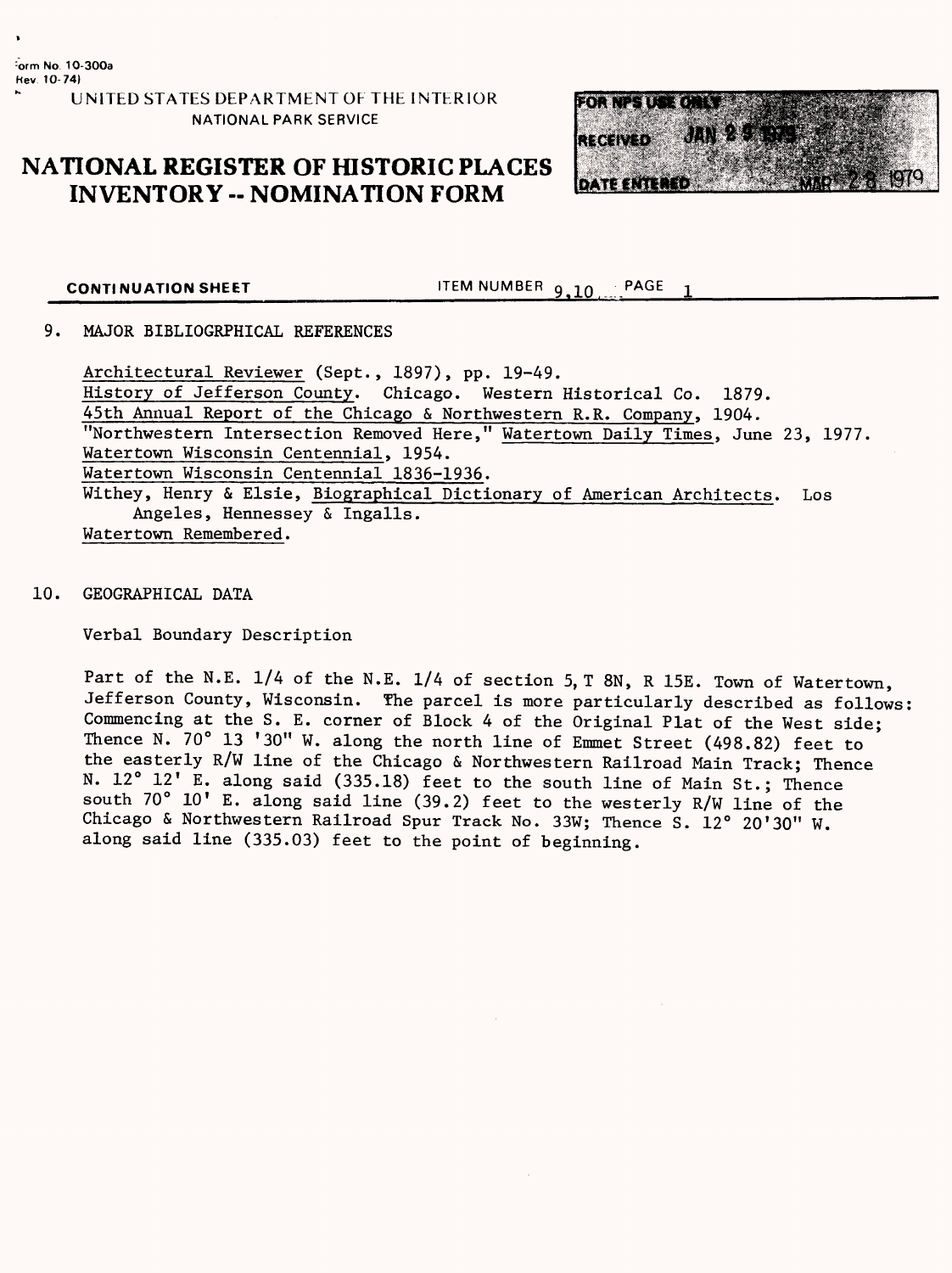Form No. 10-300a
Rev. 10-74)

UNITED STATES DEPARTMENT OF THE INTERIOR
NATIONAL PARK SERVICE

# NATIONAL REGISTER OF HISTORIC PLACES INVENTORY -- NOMINATION FORM

FOR NPS USE ONLY
RECEIVED JAN 29 1979
DATE ENTERED MAR 28 1979

**CONTINUATION SHEET** ITEM NUMBER 9,10 PAGE 1

## 9. MAJOR BIBLIOGRPHICAL REFERENCES

Architectural Reviewer (Sept., 1897), pp. 19-49.
History of Jefferson County. Chicago. Western Historical Co. 1879.
45th Annual Report of the Chicago & Northwestern R.R. Company, 1904.
"Northwestern Intersection Removed Here," Watertown Daily Times, June 23, 1977.
Watertown Wisconsin Centennial, 1954.
Watertown Wisconsin Centennial 1836-1936.
Withey, Henry & Elsie, Biographical Dictionary of American Architects. Los Angeles, Hennessey & Ingalls.
Watertown Remembered.

## 10. GEOGRAPHICAL DATA

Verbal Boundary Description

Part of the N.E. 1/4 of the N.E. 1/4 of section 5, T 8N, R 15E. Town of Watertown, Jefferson County, Wisconsin. The parcel is more particularly described as follows: Commencing at the S. E. corner of Block 4 of the Original Plat of the West side; Thence N. 70° 13 '30" W. along the north line of Emmet Street (498.82) feet to the easterly R/W line of the Chicago & Northwestern Railroad Main Track; Thence N. 12° 12' E. along said (335.18) feet to the south line of Main St.; Thence south 70° 10' E. along said line (39.2) feet to the westerly R/W line of the Chicago & Northwestern Railroad Spur Track No. 33W; Thence S. 12° 20'30" W. along said line (335.03) feet to the point of beginning.